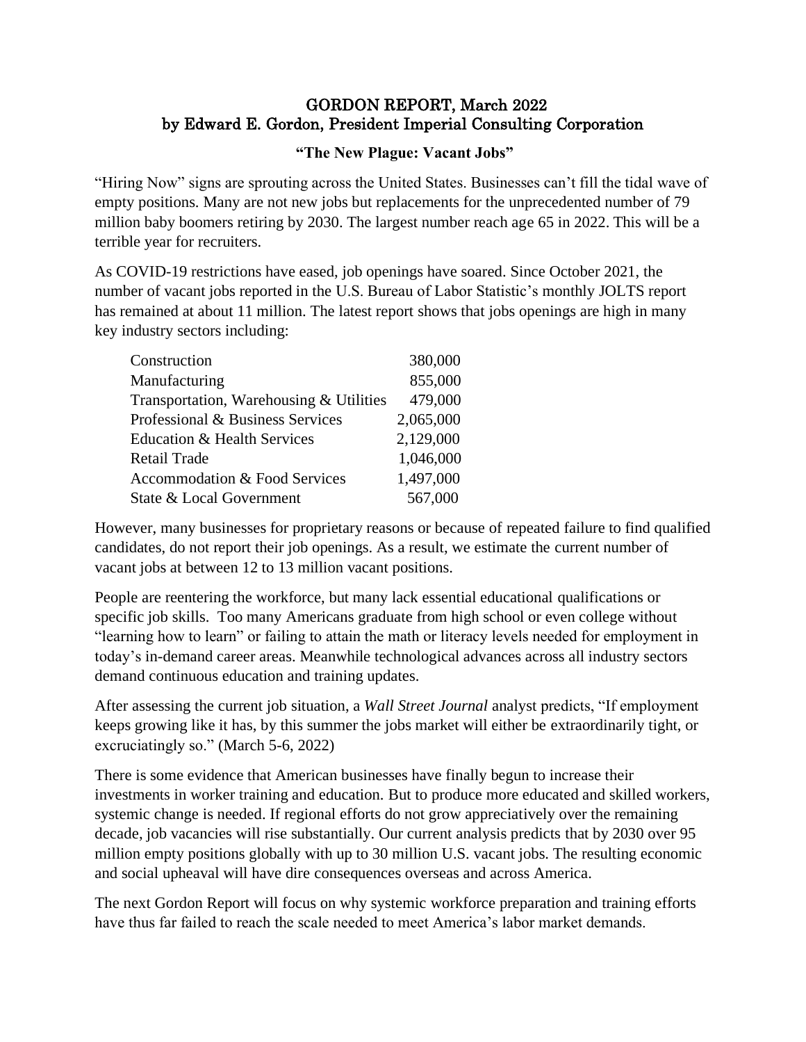# GORDON REPORT, March 2022
## by Edward E. Gordon, President Imperial Consulting Corporation

### "The New Plague: Vacant Jobs"

"Hiring Now" signs are sprouting across the United States. Businesses can't fill the tidal wave of empty positions. Many are not new jobs but replacements for the unprecedented number of 79 million baby boomers retiring by 2030. The largest number reach age 65 in 2022. This will be a terrible year for recruiters.

As COVID-19 restrictions have eased, job openings have soared. Since October 2021, the number of vacant jobs reported in the U.S. Bureau of Labor Statistic's monthly JOLTS report has remained at about 11 million. The latest report shows that jobs openings are high in many key industry sectors including:

| Sector | Openings |
|---|---|
| Construction | 380,000 |
| Manufacturing | 855,000 |
| Transportation, Warehousing & Utilities | 479,000 |
| Professional & Business Services | 2,065,000 |
| Education & Health Services | 2,129,000 |
| Retail Trade | 1,046,000 |
| Accommodation & Food Services | 1,497,000 |
| State & Local Government | 567,000 |

However, many businesses for proprietary reasons or because of repeated failure to find qualified candidates, do not report their job openings. As a result, we estimate the current number of vacant jobs at between 12 to 13 million vacant positions.

People are reentering the workforce, but many lack essential educational qualifications or specific job skills. Too many Americans graduate from high school or even college without "learning how to learn" or failing to attain the math or literacy levels needed for employment in today's in-demand career areas. Meanwhile technological advances across all industry sectors demand continuous education and training updates.

After assessing the current job situation, a *Wall Street Journal* analyst predicts, "If employment keeps growing like it has, by this summer the jobs market will either be extraordinarily tight, or excruciatingly so." (March 5-6, 2022)

There is some evidence that American businesses have finally begun to increase their investments in worker training and education. But to produce more educated and skilled workers, systemic change is needed. If regional efforts do not grow appreciatively over the remaining decade, job vacancies will rise substantially. Our current analysis predicts that by 2030 over 95 million empty positions globally with up to 30 million U.S. vacant jobs. The resulting economic and social upheaval will have dire consequences overseas and across America.

The next Gordon Report will focus on why systemic workforce preparation and training efforts have thus far failed to reach the scale needed to meet America's labor market demands.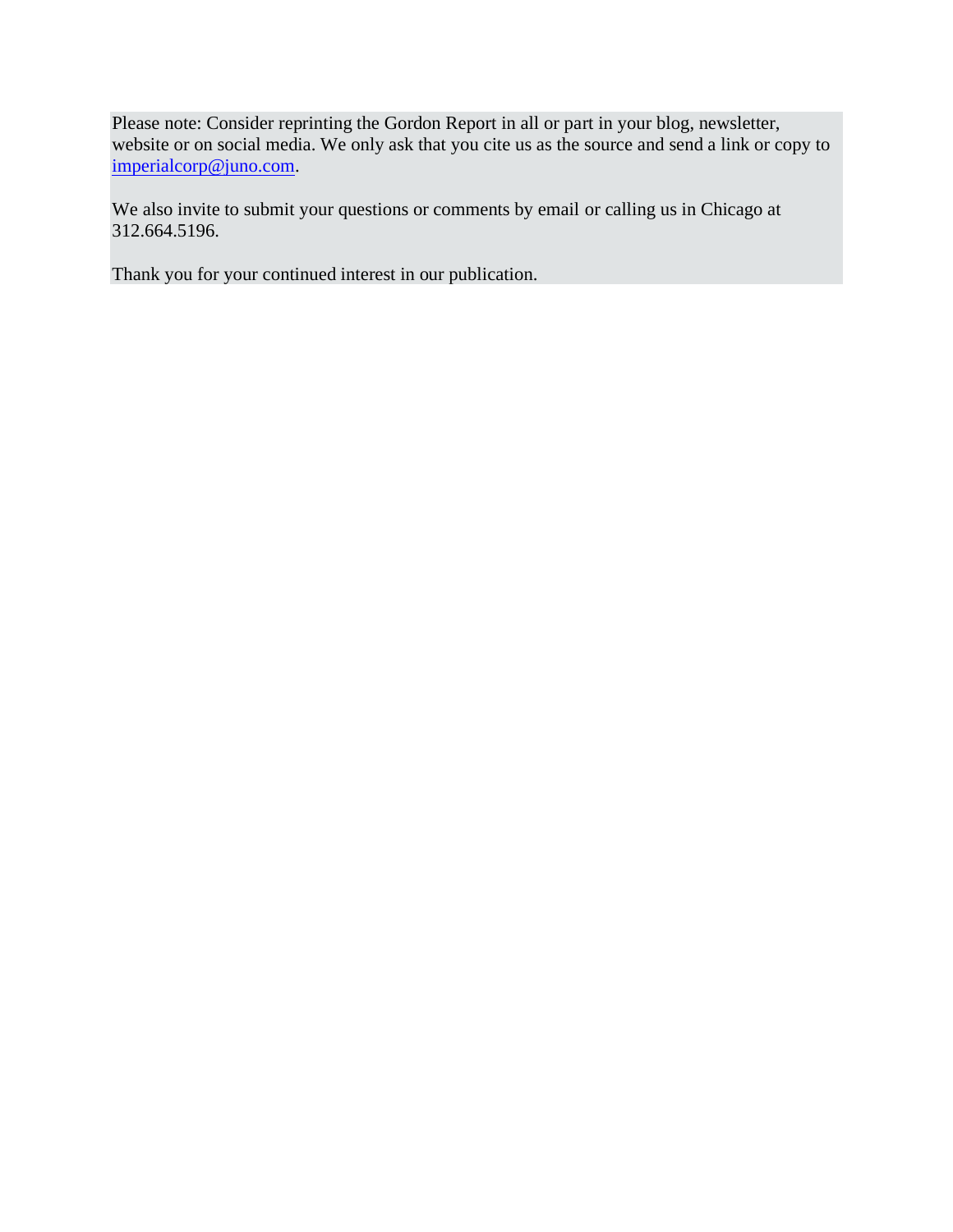Please note: Consider reprinting the Gordon Report in all or part in your blog, newsletter, website or on social media. We only ask that you cite us as the source and send a link or copy to imperialcorp@juno.com.

We also invite to submit your questions or comments by email or calling us in Chicago at 312.664.5196.

Thank you for your continued interest in our publication.